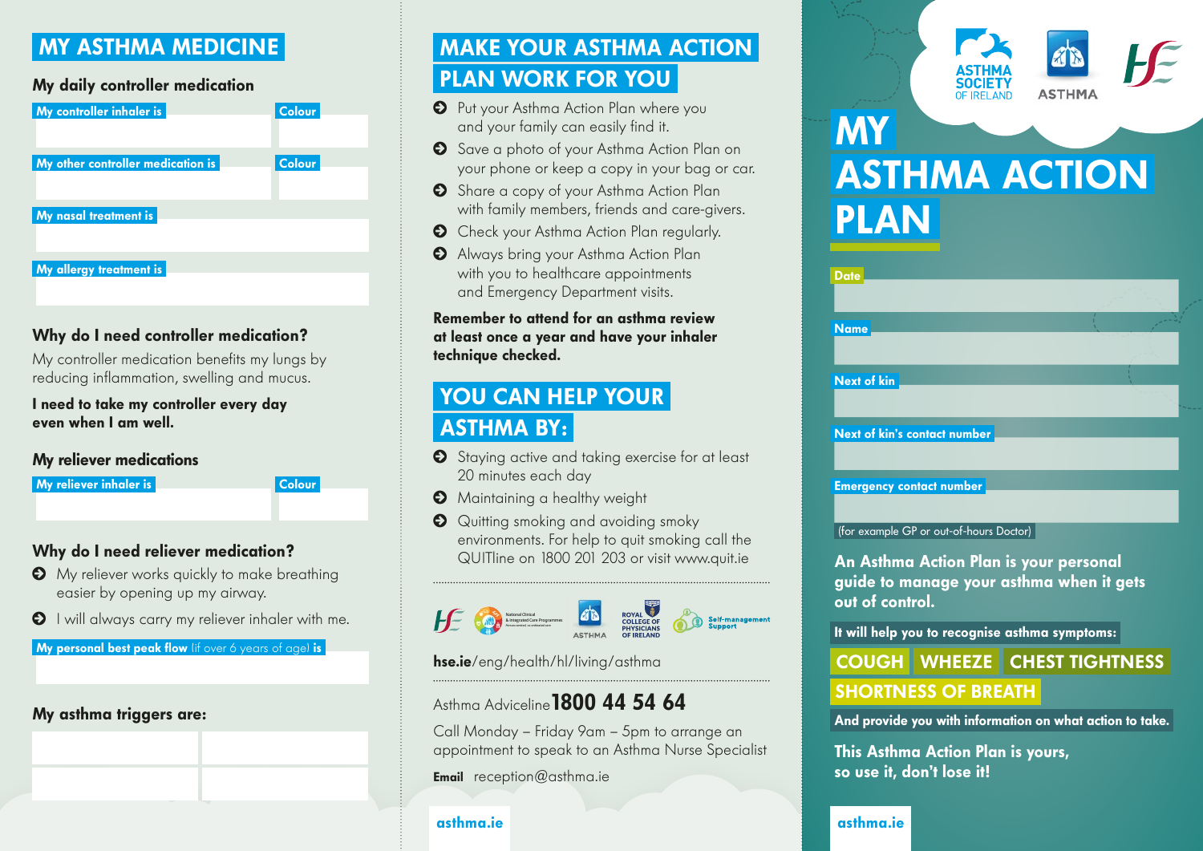# MY ASTHMA MEDICINE

## My daily controller medication

**My controller inhaler is** | **Colour**

**My other controller medication is** | **Colour**

**My nasal treatment is**

**My allergy treatment is**

### Why do I need controller medication?

My controller medication benefits my lungs by reducing inflammation, swelling and mucus.

**I need to take my controller every day even when I am well.**

## My reliever medications

**My reliever inhaler is** | **Colour**

### Why do I need reliever medication?

- My reliever works quickly to make breathing easier by opening up my airway.
- I will always carry my reliever inhaler with me.

**My personal best peak flow** (if over 6 years of age) **is**

**My asthma triggers are:**

# MAKE YOUR ASTHMA ACTION PLAN WORK FOR YOU

- Put your Asthma Action Plan where you and your family can easily find it.
- Save a photo of your Asthma Action Plan on your phone or keep a copy in your bag or car.
- Share a copy of your Asthma Action Plan with family members, friends and care-givers.
- Check your Asthma Action Plan regularly.
- Always bring your Asthma Action Plan with you to healthcare appointments and Emergency Department visits.

**Remember to attend for an asthma review at least once a year and have your inhaler technique checked.**

# YOU CAN HELP YOUR ASTHMA BY:

- Staying active and taking exercise for at least 20 minutes each day
- Maintaining a healthy weight
- Quitting smoking and avoiding smoky environments. For help to quit smoking call the QUITline on 1800 201 203 or visit www.quit.ie

National Clinical & Integrated Care Programmes | ASTHMA | ROYAL COLLEGE OF PHYSICIANS OF IRELAND | Self-management Support

**hse.ie**/eng/health/hl/living/asthma

Asthma Adviceline **1800 44 54 64**

Call Monday – Friday 9am – 5pm to arrange an appointment to speak to an Asthma Nurse Specialist

**Email** reception@asthma.ie

**asthma.ie**

ASTHMA SOCIETY OF IRELAND | ASTHMA

# MY ASTHMA ACTION PLAN

**Date**

**Name**

**Next of kin**

**Next of kin's contact number**

**Emergency contact number**

(for example GP or out-of-hours Doctor)

**An Asthma Action Plan is your personal guide to manage your asthma when it gets out of control.**

**It will help you to recognise asthma symptoms:**

**COUGH** | **WHEEZE** | **CHEST TIGHTNESS** | **SHORTNESS OF BREATH**

**And provide you with information on what action to take.**

**This Asthma Action Plan is yours, so use it, don't lose it!**

**asthma.ie**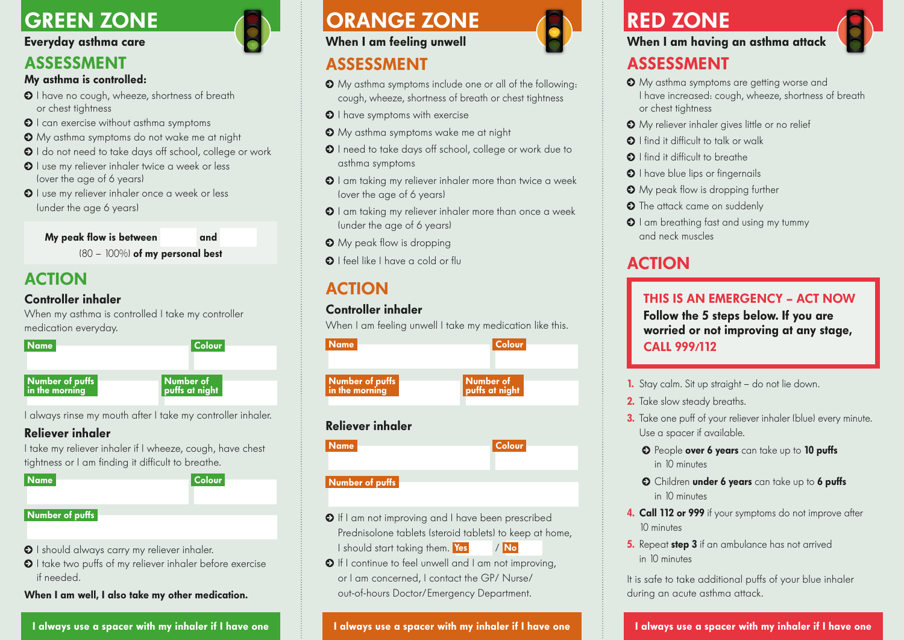# GREEN ZONE

**Everyday asthma care**

## ASSESSMENT

**My asthma is controlled:**

- I have no cough, wheeze, shortness of breath or chest tightness
- I can exercise without asthma symptoms
- My asthma symptoms do not wake me at night
- I do not need to take days off school, college or work
- I use my reliever inhaler twice a week or less (over the age of 6 years)
- I use my reliever inhaler once a week or less (under the age 6 years)

**My peak flow is between** ______ **and** ______
(80 – 100%) **of my personal best**

## ACTION

### Controller inhaler

When my asthma is controlled I take my controller medication everyday.

**Name** ______ **Colour** ______

**Number of puffs in the morning** ______ **Number of puffs at night** ______

I always rinse my mouth after I take my controller inhaler.

### Reliever inhaler

I take my reliever inhaler if I wheeze, cough, have chest tightness or I am finding it difficult to breathe.

**Name** ______ **Colour** ______

**Number of puffs** ______

- I should always carry my reliever inhaler.
- I take two puffs of my reliever inhaler before exercise if needed.

**When I am well, I also take my other medication.**

**I always use a spacer with my inhaler if I have one**

# ORANGE ZONE

**When I am feeling unwell**

## ASSESSMENT

- My asthma symptoms include one or all of the following: cough, wheeze, shortness of breath or chest tightness
- I have symptoms with exercise
- My asthma symptoms wake me at night
- I need to take days off school, college or work due to asthma symptoms
- I am taking my reliever inhaler more than twice a week (over the age of 6 years)
- I am taking my reliever inhaler more than once a week (under the age of 6 years)
- My peak flow is dropping
- I feel like I have a cold or flu

## ACTION

### Controller inhaler

When I am feeling unwell I take my medication like this.

**Name** ______ **Colour** ______

**Number of puffs in the morning** ______ **Number of puffs at night** ______

### Reliever inhaler

**Name** ______ **Colour** ______

**Number of puffs** ______

- If I am not improving and I have been prescribed Prednisolone tablets (steroid tablets) to keep at home, I should start taking them. **Yes** ______ / **No** ______
- If I continue to feel unwell and I am not improving, or I am concerned, I contact the GP/ Nurse/ out-of-hours Doctor/ Emergency Department.

**I always use a spacer with my inhaler if I have one**

# RED ZONE

**When I am having an asthma attack**

## ASSESSMENT

- My asthma symptoms are getting worse and I have increased: cough, wheeze, shortness of breath or chest tightness
- My reliever inhaler gives little or no relief
- I find it difficult to talk or walk
- I find it difficult to breathe
- I have blue lips or fingernails
- My peak flow is dropping further
- The attack came on suddenly
- I am breathing fast and using my tummy and neck muscles

## ACTION

**THIS IS AN EMERGENCY – ACT NOW**
**Follow the 5 steps below. If you are worried or not improving at any stage, CALL 999/112**

1. Stay calm. Sit up straight – do not lie down.
2. Take slow steady breaths.
3. Take one puff of your reliever inhaler (blue) every minute. Use a spacer if available.
   - People **over 6 years** can take up to **10 puffs** in 10 minutes
   - Children **under 6 years** can take up to **6 puffs** in 10 minutes
4. **Call 112 or 999** if your symptoms do not improve after 10 minutes
5. Repeat **step 3** if an ambulance has not arrived in 10 minutes

It is safe to take additional puffs of your blue inhaler during an acute asthma attack.

**I always use a spacer with my inhaler if I have one**